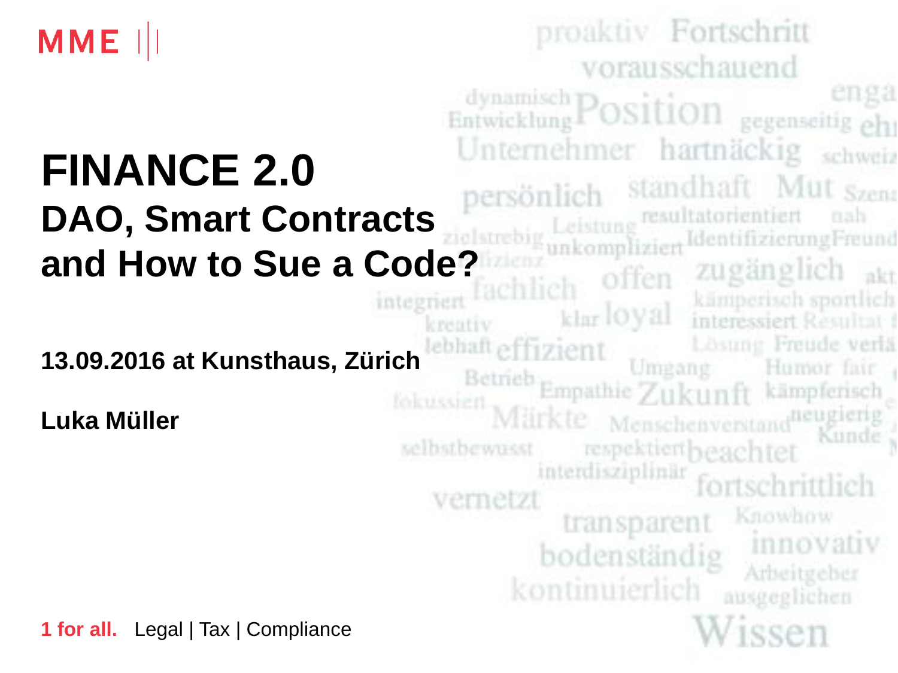MME

# FINANCE 2.0

## DAO, Smart Contracts and How to Sue a Code?

**13.09.2016 at Kunsthaus, Zürich**

**Luka Müller**

**1 for all.** Legal | Tax | Compliance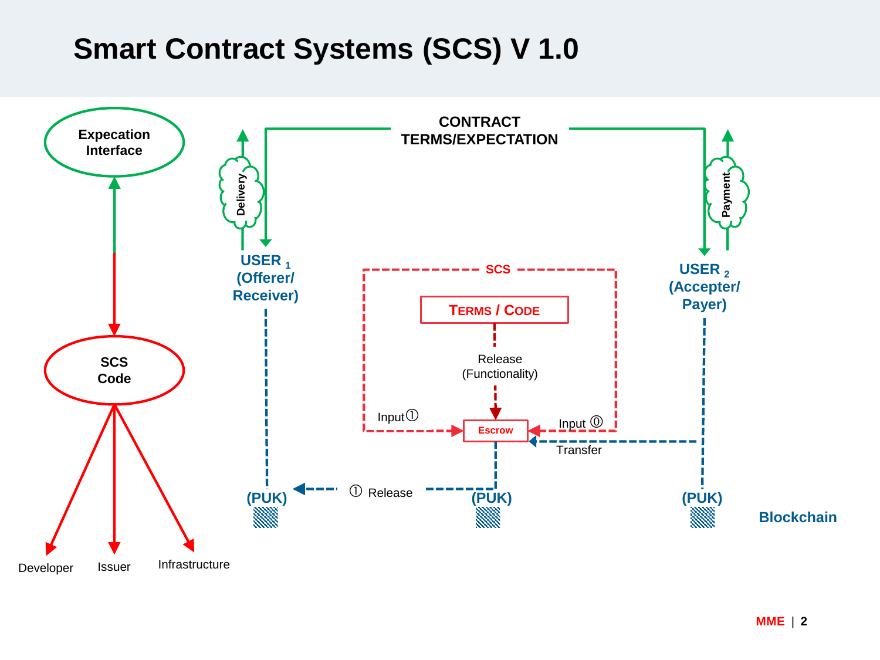# Smart Contract Systems (SCS) V 1.0

Expecation Interface

SCS Code

Developer

Issuer

Infrastructure

CONTRACT TERMS/EXPECTATION

Delivery

Payment

USER $_1$ (Offerer/ Receiver)

USER $_2$ (Accepter/ Payer)

SCS

TERMS / CODE

Release (Functionality)

Input ①

Escrow

Input ⓪

Transfer

① Release

(PUK)

(PUK)

(PUK)

Blockchain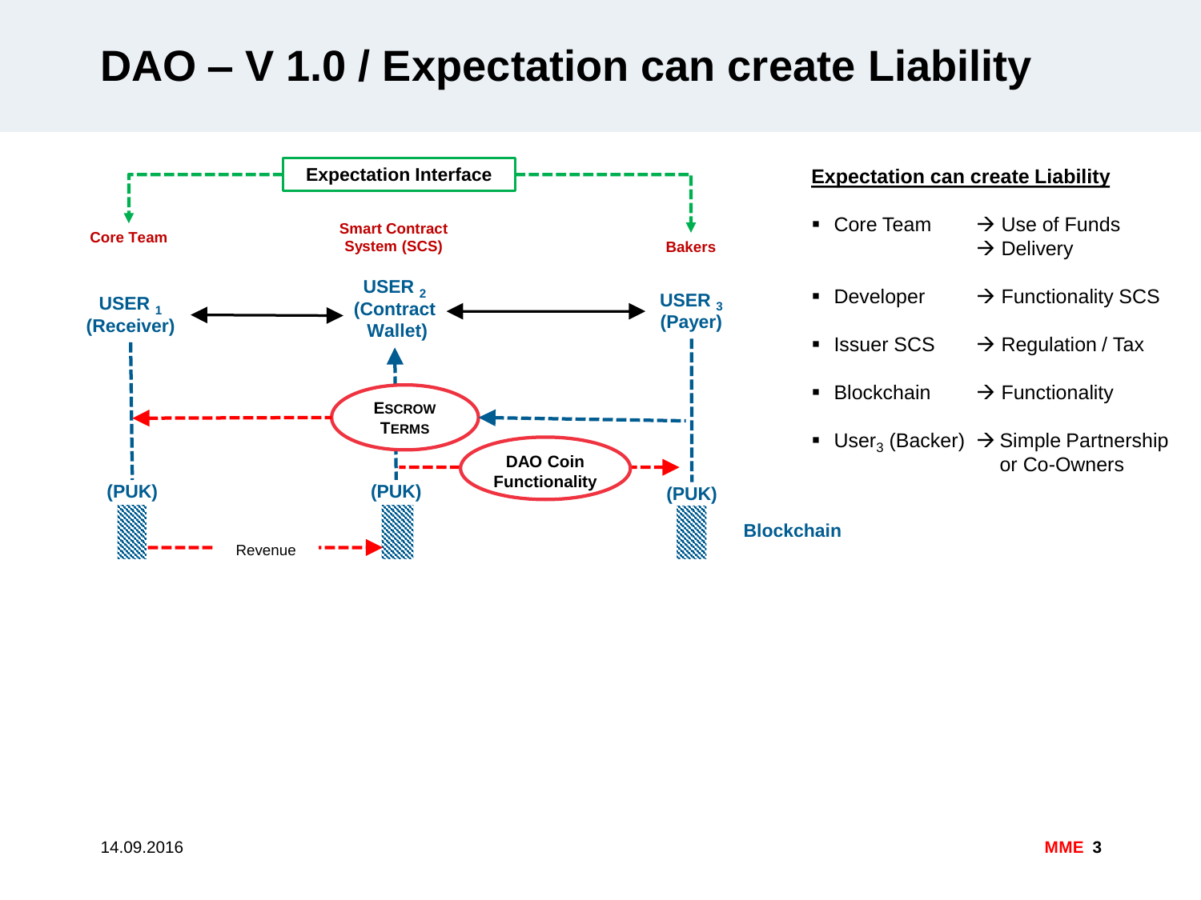# DAO – V 1.0 / Expectation can create Liability

Expectation Interface

Core Team

Smart Contract System (SCS)

Bakers

USER $_1$ (Receiver)

USER $_2$ (Contract Wallet)

USER $_3$ (Payer)

ESCROW TERMS

DAO Coin Functionality

(PUK)

(PUK)

(PUK)

Revenue

Blockchain

**Expectation can create Liability**

- Core Team → Use of Funds → Delivery
- Developer → Functionality SCS
- Issuer SCS → Regulation / Tax
- Blockchain → Functionality
- $User_3$ (Backer) → Simple Partnership or Co-Owners

14.09.2016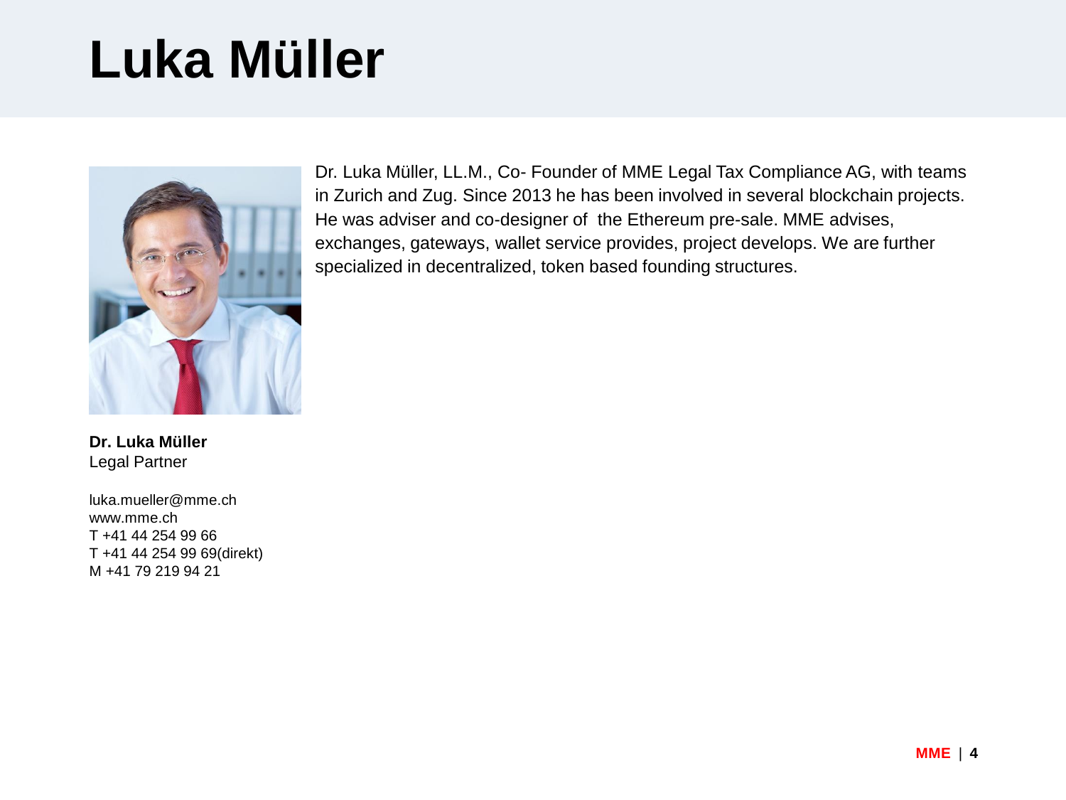# Luka Müller

Dr. Luka Müller, LL.M., Co- Founder of MME Legal Tax Compliance AG, with teams in Zurich and Zug. Since 2013 he has been involved in several blockchain projects. He was adviser and co-designer of the Ethereum pre-sale. MME advises, exchanges, gateways, wallet service provides, project develops. We are further specialized in decentralized, token based founding structures.

**Dr. Luka Müller**
Legal Partner

luka.mueller@mme.ch
www.mme.ch
T +41 44 254 99 66
T +41 44 254 99 69(direkt)
M +41 79 219 94 21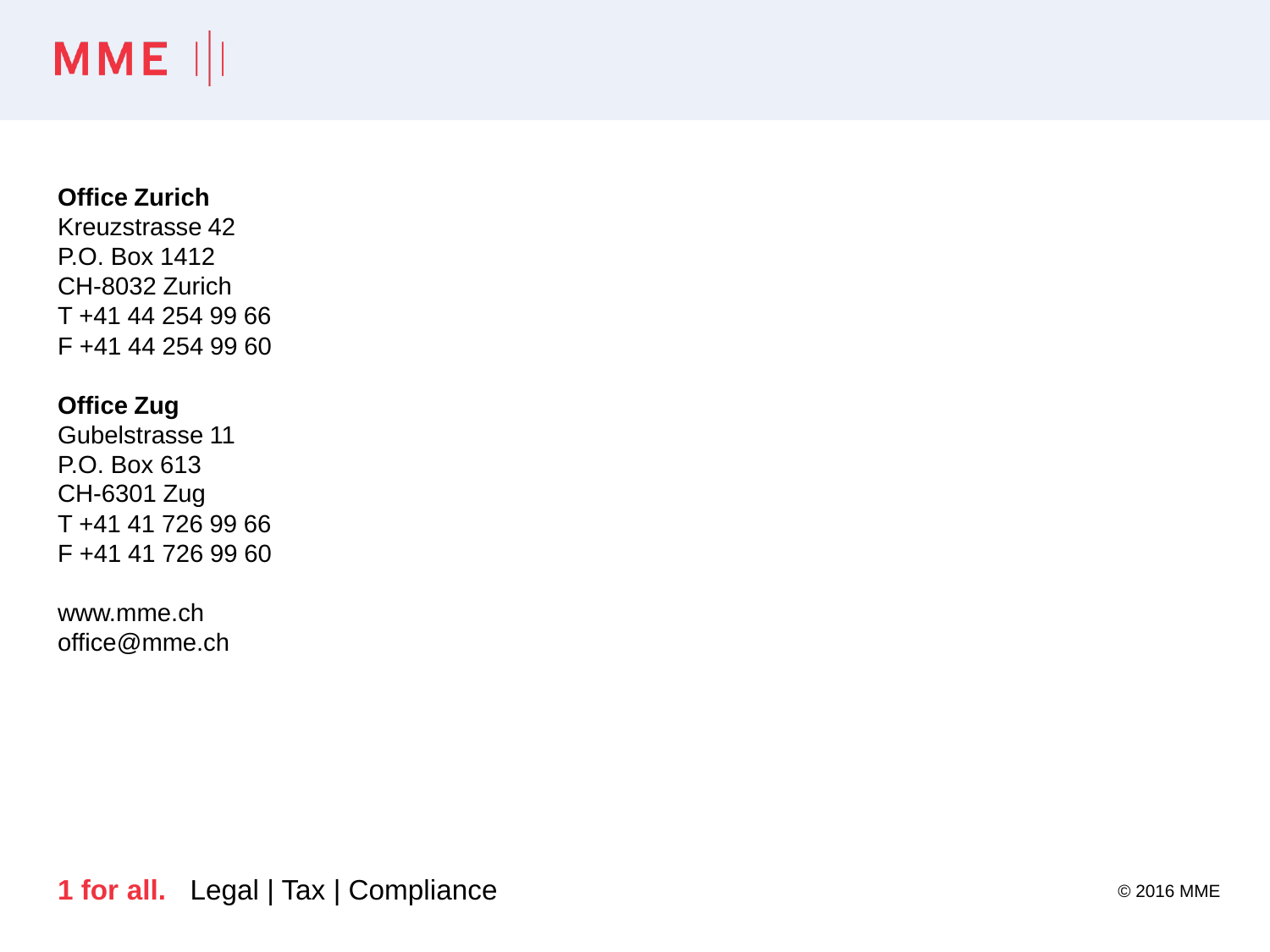MME

**Office Zurich**
Kreuzstrasse 42
P.O. Box 1412
CH-8032 Zurich
T +41 44 254 99 66
F +41 44 254 99 60

**Office Zug**
Gubelstrasse 11
P.O. Box 613
CH-6301 Zug
T +41 41 726 99 66
F +41 41 726 99 60

www.mme.ch
office@mme.ch

**1 for all.** Legal | Tax | Compliance

© 2016 MME